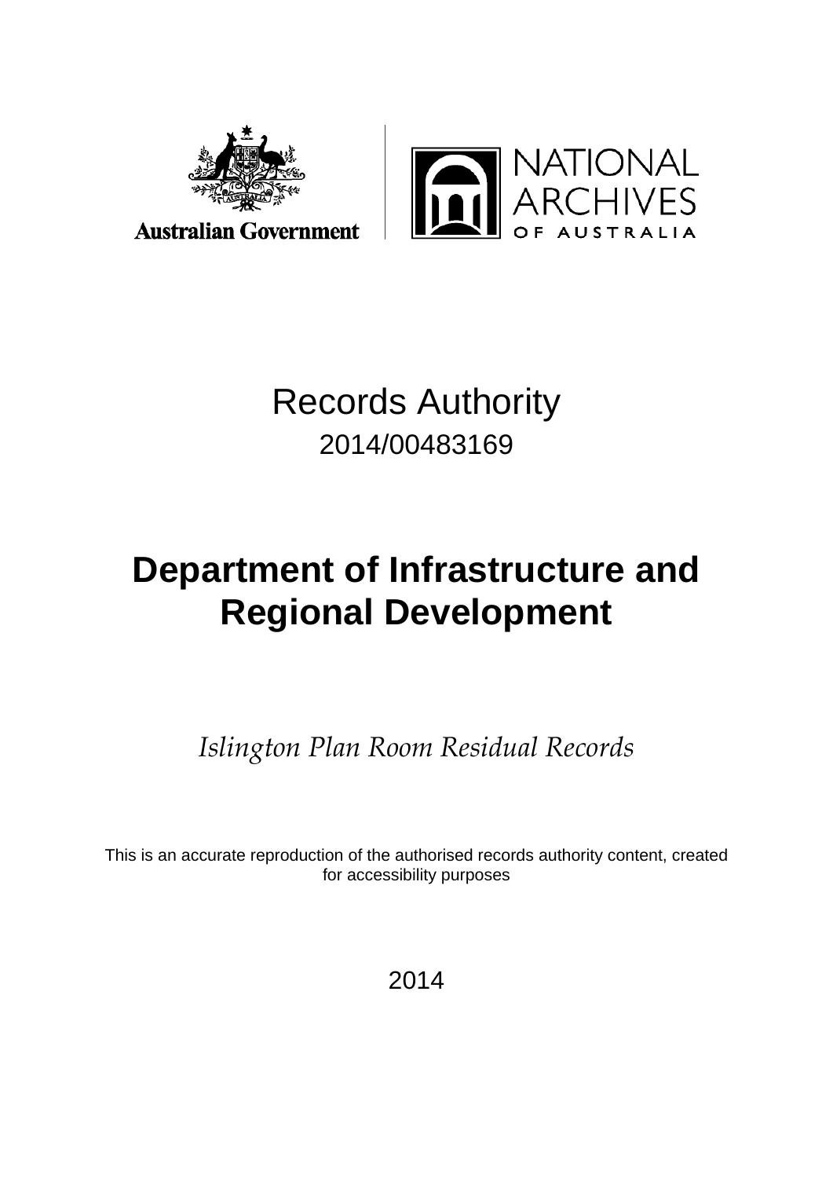Australian Government

NATIONAL ARCHIVES OF AUSTRALIA

# Records Authority

2014/00483169

# Department of Infrastructure and Regional Development

*Islington Plan Room Residual Records*

This is an accurate reproduction of the authorised records authority content, created for accessibility purposes

2014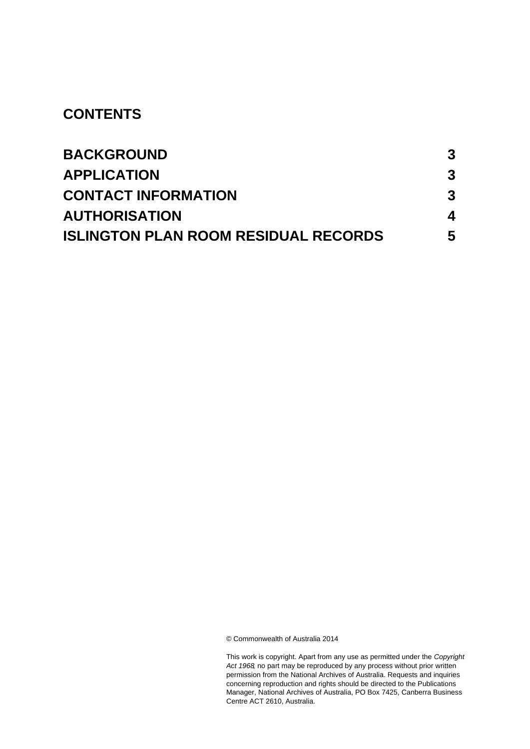# CONTENTS

| | |
|---|---|
| **BACKGROUND** | **3** |
| **APPLICATION** | **3** |
| **CONTACT INFORMATION** | **3** |
| **AUTHORISATION** | **4** |
| **ISLINGTON PLAN ROOM RESIDUAL RECORDS** | **5** |

© Commonwealth of Australia 2014

This work is copyright. Apart from any use as permitted under the *Copyright Act 1968*, no part may be reproduced by any process without prior written permission from the National Archives of Australia. Requests and inquiries concerning reproduction and rights should be directed to the Publications Manager, National Archives of Australia, PO Box 7425, Canberra Business Centre ACT 2610, Australia.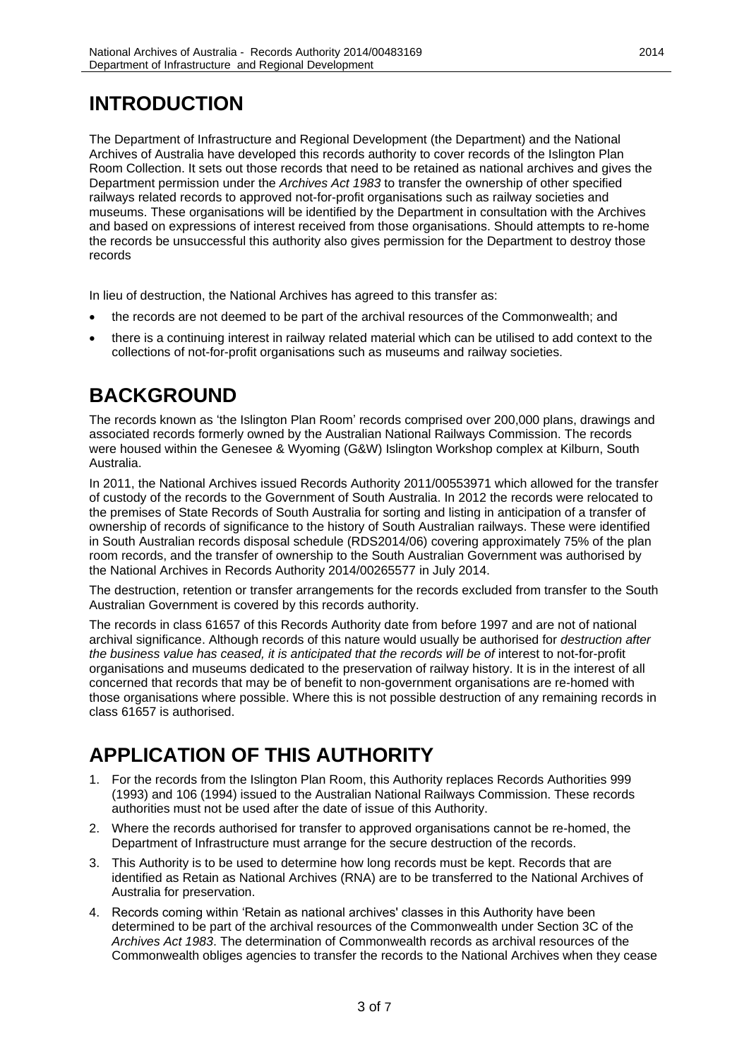# INTRODUCTION

The Department of Infrastructure and Regional Development (the Department) and the National Archives of Australia have developed this records authority to cover records of the Islington Plan Room Collection. It sets out those records that need to be retained as national archives and gives the Department permission under the *Archives Act 1983* to transfer the ownership of other specified railways related records to approved not-for-profit organisations such as railway societies and museums. These organisations will be identified by the Department in consultation with the Archives and based on expressions of interest received from those organisations. Should attempts to re-home the records be unsuccessful this authority also gives permission for the Department to destroy those records

In lieu of destruction, the National Archives has agreed to this transfer as:

- the records are not deemed to be part of the archival resources of the Commonwealth; and
- there is a continuing interest in railway related material which can be utilised to add context to the collections of not-for-profit organisations such as museums and railway societies.

# BACKGROUND

The records known as 'the Islington Plan Room' records comprised over 200,000 plans, drawings and associated records formerly owned by the Australian National Railways Commission. The records were housed within the Genesee & Wyoming (G&W) Islington Workshop complex at Kilburn, South Australia.

In 2011, the National Archives issued Records Authority 2011/00553971 which allowed for the transfer of custody of the records to the Government of South Australia. In 2012 the records were relocated to the premises of State Records of South Australia for sorting and listing in anticipation of a transfer of ownership of records of significance to the history of South Australian railways. These were identified in South Australian records disposal schedule (RDS2014/06) covering approximately 75% of the plan room records, and the transfer of ownership to the South Australian Government was authorised by the National Archives in Records Authority 2014/00265577 in July 2014.

The destruction, retention or transfer arrangements for the records excluded from transfer to the South Australian Government is covered by this records authority.

The records in class 61657 of this Records Authority date from before 1997 and are not of national archival significance. Although records of this nature would usually be authorised for *destruction after the business value has ceased, it is anticipated that the records will be of* interest to not-for-profit organisations and museums dedicated to the preservation of railway history. It is in the interest of all concerned that records that may be of benefit to non-government organisations are re-homed with those organisations where possible. Where this is not possible destruction of any remaining records in class 61657 is authorised.

# APPLICATION OF THIS AUTHORITY

1. For the records from the Islington Plan Room, this Authority replaces Records Authorities 999 (1993) and 106 (1994) issued to the Australian National Railways Commission. These records authorities must not be used after the date of issue of this Authority.
2. Where the records authorised for transfer to approved organisations cannot be re-homed, the Department of Infrastructure must arrange for the secure destruction of the records.
3. This Authority is to be used to determine how long records must be kept. Records that are identified as Retain as National Archives (RNA) are to be transferred to the National Archives of Australia for preservation.
4. Records coming within 'Retain as national archives' classes in this Authority have been determined to be part of the archival resources of the Commonwealth under Section 3C of the *Archives Act 1983*. The determination of Commonwealth records as archival resources of the Commonwealth obliges agencies to transfer the records to the National Archives when they cease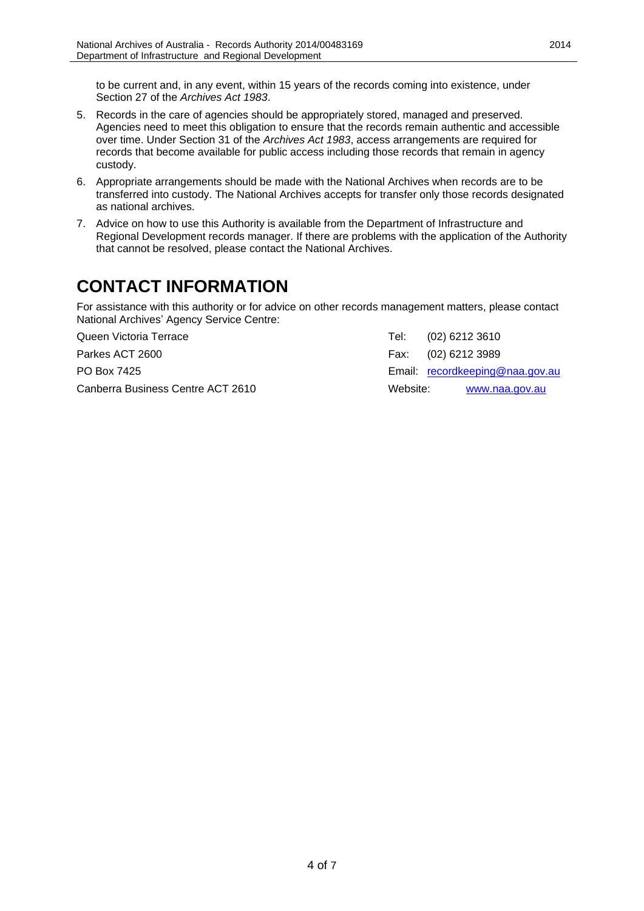to be current and, in any event, within 15 years of the records coming into existence, under Section 27 of the *Archives Act 1983*.

5. Records in the care of agencies should be appropriately stored, managed and preserved. Agencies need to meet this obligation to ensure that the records remain authentic and accessible over time. Under Section 31 of the *Archives Act 1983*, access arrangements are required for records that become available for public access including those records that remain in agency custody.
6. Appropriate arrangements should be made with the National Archives when records are to be transferred into custody. The National Archives accepts for transfer only those records designated as national archives.
7. Advice on how to use this Authority is available from the Department of Infrastructure and Regional Development records manager. If there are problems with the application of the Authority that cannot be resolved, please contact the National Archives.

# CONTACT INFORMATION

For assistance with this authority or for advice on other records management matters, please contact National Archives' Agency Service Centre:

Queen Victoria Terrace
Parkes ACT 2600
PO Box 7425
Canberra Business Centre ACT 2610

Tel: (02) 6212 3610
Fax: (02) 6212 3989
Email: recordkeeping@naa.gov.au
Website: www.naa.gov.au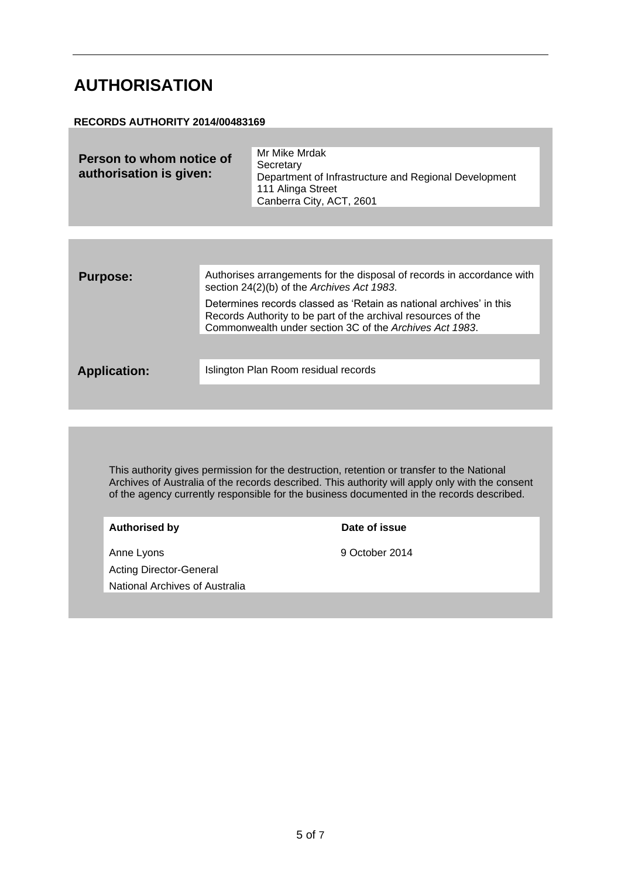# AUTHORISATION

**RECORDS AUTHORITY 2014/00483169**

| | |
|---|---|
| **Person to whom notice of authorisation is given:** | Mr Mike Mrdak<br>Secretary<br>Department of Infrastructure and Regional Development<br>111 Alinga Street<br>Canberra City, ACT, 2601 |

| | |
|---|---|
| **Purpose:** | Authorises arrangements for the disposal of records in accordance with section 24(2)(b) of the *Archives Act 1983*.<br><br>Determines records classed as 'Retain as national archives' in this Records Authority to be part of the archival resources of the Commonwealth under section 3C of the *Archives Act 1983*. |
| **Application:** | Islington Plan Room residual records |

This authority gives permission for the destruction, retention or transfer to the National Archives of Australia of the records described. This authority will apply only with the consent of the agency currently responsible for the business documented in the records described.

| **Authorised by** | **Date of issue** |
|---|---|
| Anne Lyons<br>Acting Director-General<br>National Archives of Australia | 9 October 2014 |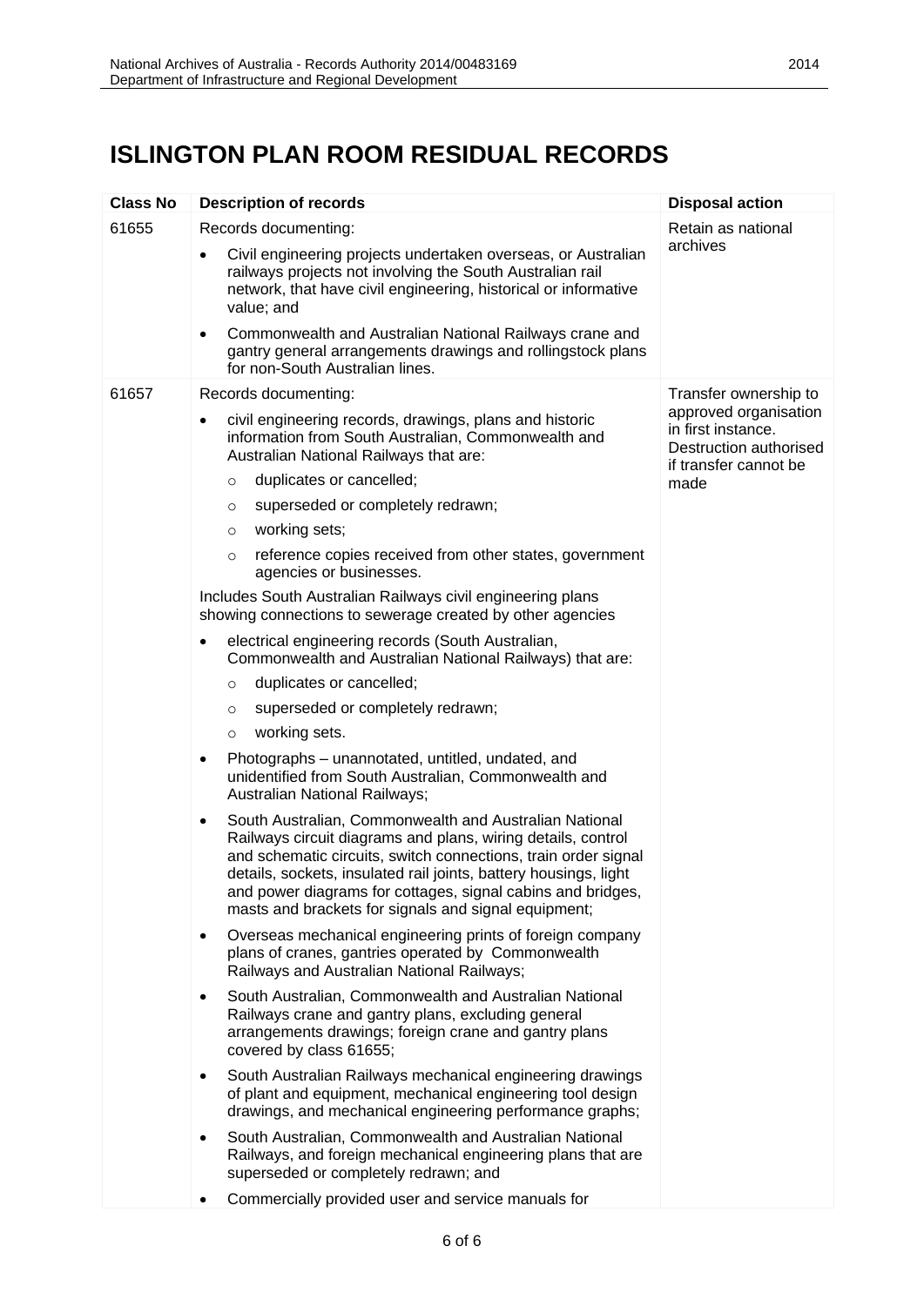# ISLINGTON PLAN ROOM RESIDUAL RECORDS

| Class No | Description of records | Disposal action |
|---|---|---|
| 61655 | Records documenting:<br>• Civil engineering projects undertaken overseas, or Australian railways projects not involving the South Australian rail network, that have civil engineering, historical or informative value; and<br>• Commonwealth and Australian National Railways crane and gantry general arrangements drawings and rollingstock plans for non-South Australian lines. | Retain as national archives |
| 61657 | Records documenting:<br>• civil engineering records, drawings, plans and historic information from South Australian, Commonwealth and Australian National Railways that are:<br>&nbsp;&nbsp;&nbsp;&nbsp;○ duplicates or cancelled;<br>&nbsp;&nbsp;&nbsp;&nbsp;○ superseded or completely redrawn;<br>&nbsp;&nbsp;&nbsp;&nbsp;○ working sets;<br>&nbsp;&nbsp;&nbsp;&nbsp;○ reference copies received from other states, government agencies or businesses.<br>Includes South Australian Railways civil engineering plans showing connections to sewerage created by other agencies<br>• electrical engineering records (South Australian, Commonwealth and Australian National Railways) that are:<br>&nbsp;&nbsp;&nbsp;&nbsp;○ duplicates or cancelled;<br>&nbsp;&nbsp;&nbsp;&nbsp;○ superseded or completely redrawn;<br>&nbsp;&nbsp;&nbsp;&nbsp;○ working sets.<br>• Photographs – unannotated, untitled, undated, and unidentified from South Australian, Commonwealth and Australian National Railways;<br>• South Australian, Commonwealth and Australian National Railways circuit diagrams and plans, wiring details, control and schematic circuits, switch connections, train order signal details, sockets, insulated rail joints, battery housings, light and power diagrams for cottages, signal cabins and bridges, masts and brackets for signals and signal equipment;<br>• Overseas mechanical engineering prints of foreign company plans of cranes, gantries operated by Commonwealth Railways and Australian National Railways;<br>• South Australian, Commonwealth and Australian National Railways crane and gantry plans, excluding general arrangements drawings; foreign crane and gantry plans covered by class 61655;<br>• South Australian Railways mechanical engineering drawings of plant and equipment, mechanical engineering tool design drawings, and mechanical engineering performance graphs;<br>• South Australian, Commonwealth and Australian National Railways, and foreign mechanical engineering plans that are superseded or completely redrawn; and<br>• Commercially provided user and service manuals for | Transfer ownership to approved organisation in first instance. Destruction authorised if transfer cannot be made |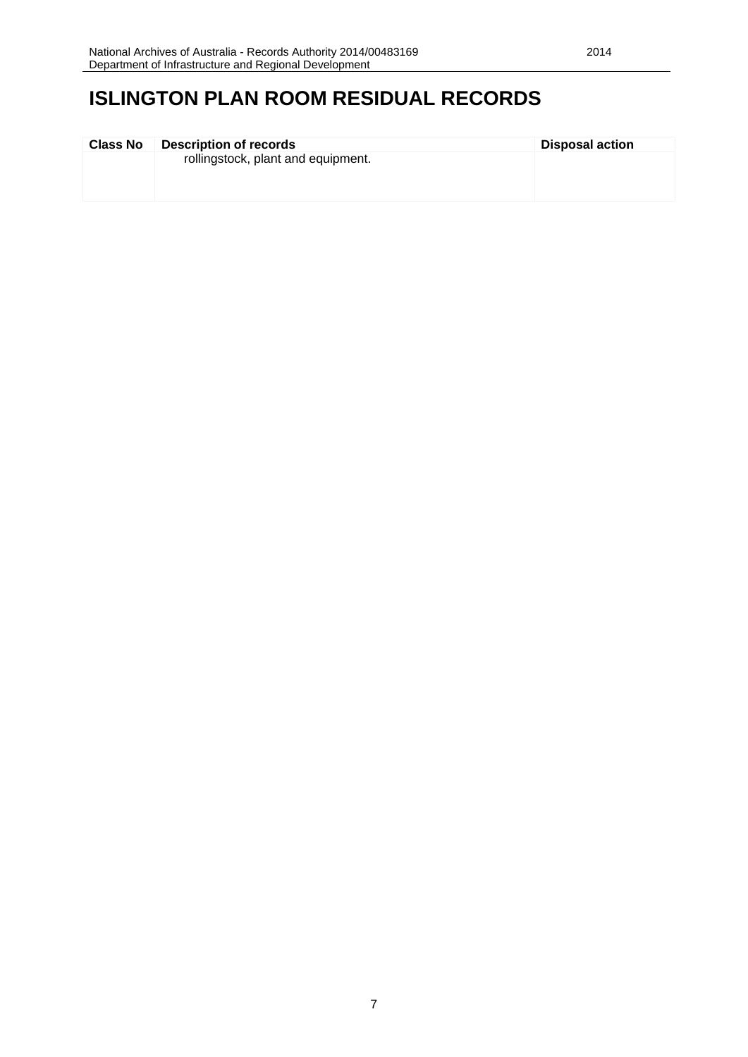# ISLINGTON PLAN ROOM RESIDUAL RECORDS

| Class No | Description of records | Disposal action |
|---|---|---|
| | rollingstock, plant and equipment. | |